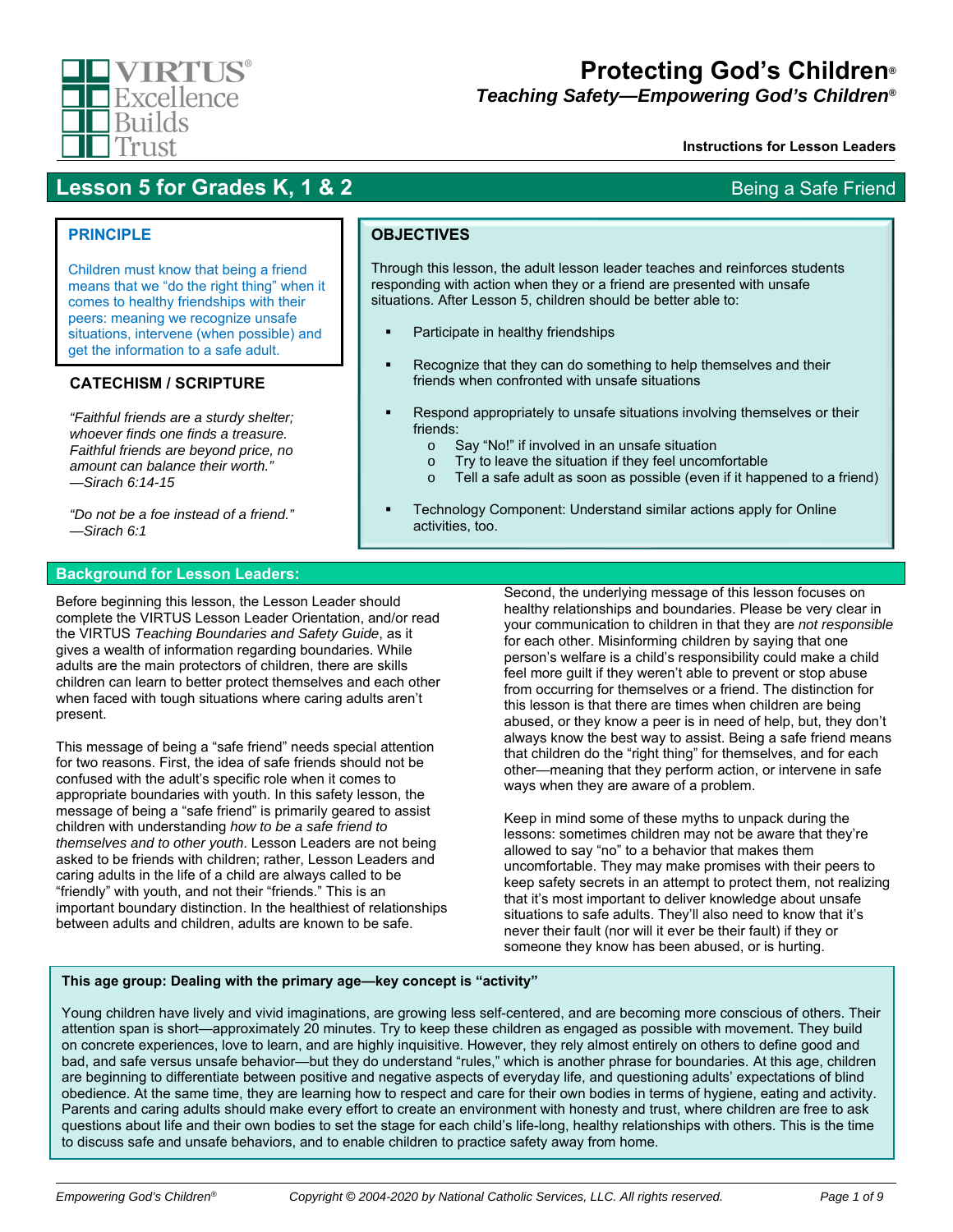VIRTUS® Excellence Builds Trust

# Protecting God's Children®

## *Teaching Safety—Empowering God's Children®*

**Instructions for Lesson Leaders**

## Lesson 5 for Grades K, 1 & 2 — Being a Safe Friend

### PRINCIPLE

Children must know that being a friend means that we "do the right thing" when it comes to healthy friendships with their peers: meaning we recognize unsafe situations, intervene (when possible) and get the information to a safe adult.

### CATECHISM / SCRIPTURE

*"Faithful friends are a sturdy shelter; whoever finds one finds a treasure. Faithful friends are beyond price, no amount can balance their worth." —Sirach 6:14-15*

*"Do not be a foe instead of a friend." —Sirach 6:1*

### OBJECTIVES

Through this lesson, the adult lesson leader teaches and reinforces students responding with action when they or a friend are presented with unsafe situations. After Lesson 5, children should be better able to:

- Participate in healthy friendships
- Recognize that they can do something to help themselves and their friends when confronted with unsafe situations
- Respond appropriately to unsafe situations involving themselves or their friends:
  - Say "No!" if involved in an unsafe situation
  - Try to leave the situation if they feel uncomfortable
  - Tell a safe adult as soon as possible (even if it happened to a friend)
- Technology Component: Understand similar actions apply for Online activities, too.

### Background for Lesson Leaders:

Before beginning this lesson, the Lesson Leader should complete the VIRTUS Lesson Leader Orientation, and/or read the VIRTUS *Teaching Boundaries and Safety Guide*, as it gives a wealth of information regarding boundaries. While adults are the main protectors of children, there are skills children can learn to better protect themselves and each other when faced with tough situations where caring adults aren't present.

This message of being a "safe friend" needs special attention for two reasons. First, the idea of safe friends should not be confused with the adult's specific role when it comes to appropriate boundaries with youth. In this safety lesson, the message of being a "safe friend" is primarily geared to assist children with understanding *how to be a safe friend to themselves and to other youth*. Lesson Leaders are not being asked to be friends with children; rather, Lesson Leaders and caring adults in the life of a child are always called to be "friendly" with youth, and not their "friends." This is an important boundary distinction. In the healthiest of relationships between adults and children, adults are known to be safe.

Second, the underlying message of this lesson focuses on healthy relationships and boundaries. Please be very clear in your communication to children in that they are *not responsible* for each other. Misinforming children by saying that one person's welfare is a child's responsibility could make a child feel more guilt if they weren't able to prevent or stop abuse from occurring for themselves or a friend. The distinction for this lesson is that there are times when children are being abused, or they know a peer is in need of help, but, they don't always know the best way to assist. Being a safe friend means that children do the "right thing" for themselves, and for each other—meaning that they perform action, or intervene in safe ways when they are aware of a problem.

Keep in mind some of these myths to unpack during the lessons: sometimes children may not be aware that they're allowed to say "no" to a behavior that makes them uncomfortable. They may make promises with their peers to keep safety secrets in an attempt to protect them, not realizing that it's most important to deliver knowledge about unsafe situations to safe adults. They'll also need to know that it's never their fault (nor will it ever be their fault) if they or someone they know has been abused, or is hurting.

**This age group: Dealing with the primary age—key concept is "activity"**

Young children have lively and vivid imaginations, are growing less self-centered, and are becoming more conscious of others. Their attention span is short—approximately 20 minutes. Try to keep these children as engaged as possible with movement. They build on concrete experiences, love to learn, and are highly inquisitive. However, they rely almost entirely on others to define good and bad, and safe versus unsafe behavior—but they do understand "rules," which is another phrase for boundaries. At this age, children are beginning to differentiate between positive and negative aspects of everyday life, and questioning adults' expectations of blind obedience. At the same time, they are learning how to respect and care for their own bodies in terms of hygiene, eating and activity. Parents and caring adults should make every effort to create an environment with honesty and trust, where children are free to ask questions about life and their own bodies to set the stage for each child's life-long, healthy relationships with others. This is the time to discuss safe and unsafe behaviors, and to enable children to practice safety away from home.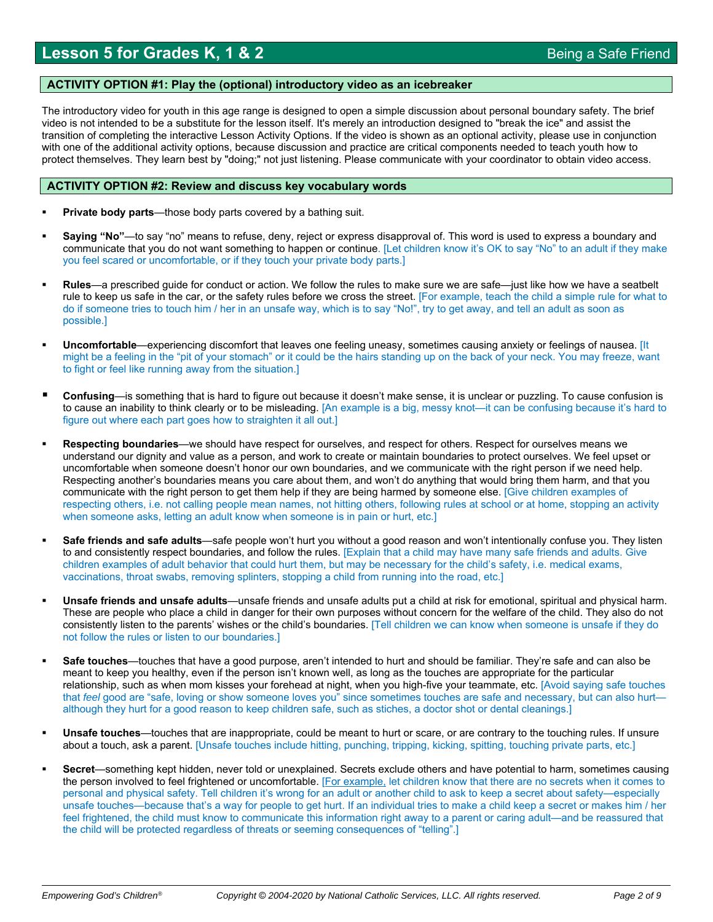## Lesson 5 for Grades K, 1 & 2 — Being a Safe Friend

### ACTIVITY OPTION #1: Play the (optional) introductory video as an icebreaker

The introductory video for youth in this age range is designed to open a simple discussion about personal boundary safety. The brief video is not intended to be a substitute for the lesson itself. It's merely an introduction designed to "break the ice" and assist the transition of completing the interactive Lesson Activity Options. If the video is shown as an optional activity, please use in conjunction with one of the additional activity options, because discussion and practice are critical components needed to teach youth how to protect themselves. They learn best by "doing;" not just listening. Please communicate with your coordinator to obtain video access.

### ACTIVITY OPTION #2: Review and discuss key vocabulary words

- **Private body parts**—those body parts covered by a bathing suit.
- **Saying "No"**—to say "no" means to refuse, deny, reject or express disapproval of. This word is used to express a boundary and communicate that you do not want something to happen or continue. [Let children know it's OK to say "No" to an adult if they make you feel scared or uncomfortable, or if they touch your private body parts.]
- **Rules**—a prescribed guide for conduct or action. We follow the rules to make sure we are safe—just like how we have a seatbelt rule to keep us safe in the car, or the safety rules before we cross the street. [For example, teach the child a simple rule for what to do if someone tries to touch him / her in an unsafe way, which is to say "No!", try to get away, and tell an adult as soon as possible.]
- **Uncomfortable**—experiencing discomfort that leaves one feeling uneasy, sometimes causing anxiety or feelings of nausea. [It might be a feeling in the "pit of your stomach" or it could be the hairs standing up on the back of your neck. You may freeze, want to fight or feel like running away from the situation.]
- **Confusing**—is something that is hard to figure out because it doesn't make sense, it is unclear or puzzling. To cause confusion is to cause an inability to think clearly or to be misleading. [An example is a big, messy knot—it can be confusing because it's hard to figure out where each part goes how to straighten it all out.]
- **Respecting boundaries**—we should have respect for ourselves, and respect for others. Respect for ourselves means we understand our dignity and value as a person, and work to create or maintain boundaries to protect ourselves. We feel upset or uncomfortable when someone doesn't honor our own boundaries, and we communicate with the right person if we need help. Respecting another's boundaries means you care about them, and won't do anything that would bring them harm, and that you communicate with the right person to get them help if they are being harmed by someone else. [Give children examples of respecting others, i.e. not calling people mean names, not hitting others, following rules at school or at home, stopping an activity when someone asks, letting an adult know when someone is in pain or hurt, etc.]
- **Safe friends and safe adults**—safe people won't hurt you without a good reason and won't intentionally confuse you. They listen to and consistently respect boundaries, and follow the rules. [Explain that a child may have many safe friends and adults. Give children examples of adult behavior that could hurt them, but may be necessary for the child's safety, i.e. medical exams, vaccinations, throat swabs, removing splinters, stopping a child from running into the road, etc.]
- **Unsafe friends and unsafe adults**—unsafe friends and unsafe adults put a child at risk for emotional, spiritual and physical harm. These are people who place a child in danger for their own purposes without concern for the welfare of the child. They also do not consistently listen to the parents' wishes or the child's boundaries. [Tell children we can know when someone is unsafe if they do not follow the rules or listen to our boundaries.]
- **Safe touches**—touches that have a good purpose, aren't intended to hurt and should be familiar. They're safe and can also be meant to keep you healthy, even if the person isn't known well, as long as the touches are appropriate for the particular relationship, such as when mom kisses your forehead at night, when you high-five your teammate, etc. [Avoid saying safe touches that *feel* good are "safe, loving or show someone loves you" since sometimes touches are safe and necessary, but can also hurt—although they hurt for a good reason to keep children safe, such as stiches, a doctor shot or dental cleanings.]
- **Unsafe touches**—touches that are inappropriate, could be meant to hurt or scare, or are contrary to the touching rules. If unsure about a touch, ask a parent. [Unsafe touches include hitting, punching, tripping, kicking, spitting, touching private parts, etc.]
- **Secret**—something kept hidden, never told or unexplained. Secrets exclude others and have potential to harm, sometimes causing the person involved to feel frightened or uncomfortable. [For example, let children know that there are no secrets when it comes to personal and physical safety. Tell children it's wrong for an adult or another child to ask to keep a secret about safety—especially unsafe touches—because that's a way for people to get hurt. If an individual tries to make a child keep a secret or makes him / her feel frightened, the child must know to communicate this information right away to a parent or caring adult—and be reassured that the child will be protected regardless of threats or seeming consequences of "telling".]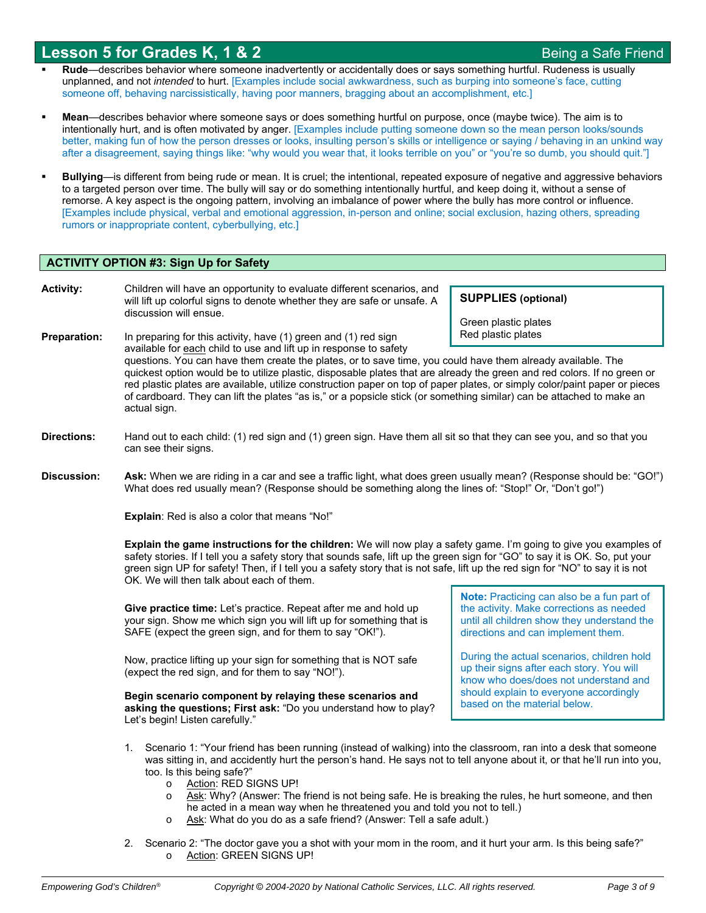- **Rude**—describes behavior where someone inadvertently or accidentally does or says something hurtful. Rudeness is usually unplanned, and not *intended* to hurt. [Examples include social awkwardness, such as burping into someone's face, cutting someone off, behaving narcissistically, having poor manners, bragging about an accomplishment, etc.]

- **Mean**—describes behavior where someone says or does something hurtful on purpose, once (maybe twice). The aim is to intentionally hurt, and is often motivated by anger. [Examples include putting someone down so the mean person looks/sounds better, making fun of how the person dresses or looks, insulting person's skills or intelligence or saying / behaving in an unkind way after a disagreement, saying things like: "why would you wear that, it looks terrible on you" or "you're so dumb, you should quit."]

- **Bullying**—is different from being rude or mean. It is cruel; the intentional, repeated exposure of negative and aggressive behaviors to a targeted person over time. The bully will say or do something intentionally hurtful, and keep doing it, without a sense of remorse. A key aspect is the ongoing pattern, involving an imbalance of power where the bully has more control or influence. [Examples include physical, verbal and emotional aggression, in-person and online; social exclusion, hazing others, spreading rumors or inappropriate content, cyberbullying, etc.]

## ACTIVITY OPTION #3: Sign Up for Safety

**SUPPLIES (optional)**

Green plastic plates
Red plastic plates

**Activity:** Children will have an opportunity to evaluate different scenarios, and will lift up colorful signs to denote whether they are safe or unsafe. A discussion will ensue.

**Preparation:** In preparing for this activity, have (1) green and (1) red sign available for each child to use and lift up in response to safety questions. You can have them create the plates, or to save time, you could have them already available. The quickest option would be to utilize plastic, disposable plates that are already the green and red colors. If no green or red plastic plates are available, utilize construction paper on top of paper plates, or simply color/paint paper or pieces of cardboard. They can lift the plates "as is," or a popsicle stick (or something similar) can be attached to make an actual sign.

**Directions:** Hand out to each child: (1) red sign and (1) green sign. Have them all sit so that they can see you, and so that you can see their signs.

**Discussion:** **Ask:** When we are riding in a car and see a traffic light, what does green usually mean? (Response should be: "GO!") What does red usually mean? (Response should be something along the lines of: "Stop!" Or, "Don't go!")

**Explain**: Red is also a color that means "No!"

**Explain the game instructions for the children:** We will now play a safety game. I'm going to give you examples of safety stories. If I tell you a safety story that sounds safe, lift up the green sign for "GO" to say it is OK. So, put your green sign UP for safety! Then, if I tell you a safety story that is not safe, lift up the red sign for "NO" to say it is not OK. We will then talk about each of them.

**Give practice time:** Let's practice. Repeat after me and hold up your sign. Show me which sign you will lift up for something that is SAFE (expect the green sign, and for them to say "OK!").

Now, practice lifting up your sign for something that is NOT safe (expect the red sign, and for them to say "NO!").

> **Note:** Practicing can also be a fun part of the activity. Make corrections as needed until all children show they understand the directions and can implement them.
>
> During the actual scenarios, children hold up their signs after each story. You will know who does/does not understand and should explain to everyone accordingly based on the material below.

**Begin scenario component by relaying these scenarios and asking the questions; First ask:** "Do you understand how to play? Let's begin! Listen carefully."

1. Scenario 1: "Your friend has been running (instead of walking) into the classroom, ran into a desk that someone was sitting in, and accidently hurt the person's hand. He says not to tell anyone about it, or that he'll run into you, too. Is this being safe?"
   - Action: RED SIGNS UP!
   - Ask: Why? (Answer: The friend is not being safe. He is breaking the rules, he hurt someone, and then he acted in a mean way when he threatened you and told you not to tell.)
   - Ask: What do you do as a safe friend? (Answer: Tell a safe adult.)

2. Scenario 2: "The doctor gave you a shot with your mom in the room, and it hurt your arm. Is this being safe?"
   - Action: GREEN SIGNS UP!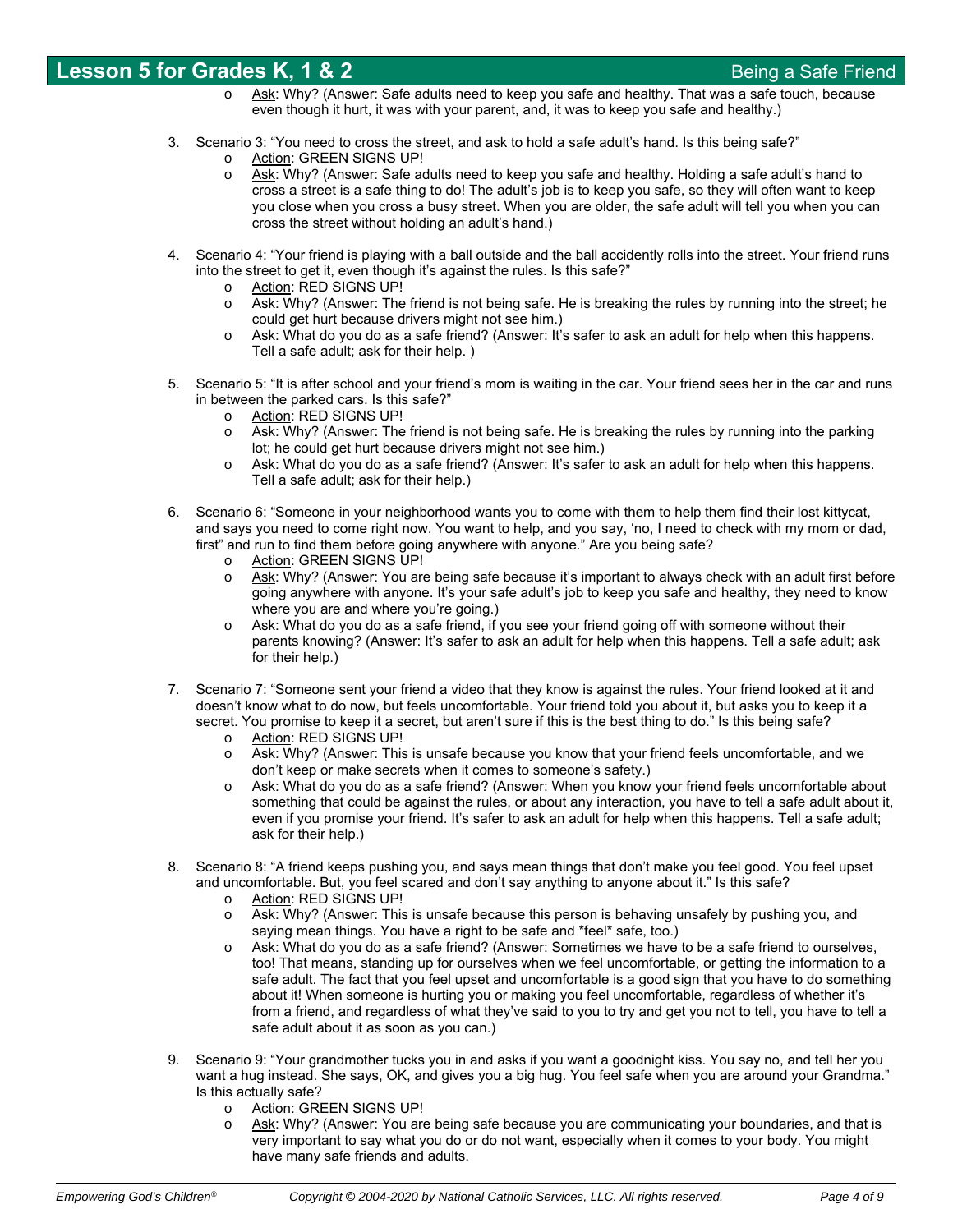- Ask: Why? (Answer: Safe adults need to keep you safe and healthy. That was a safe touch, because even though it hurt, it was with your parent, and, it was to keep you safe and healthy.)

3. Scenario 3: "You need to cross the street, and ask to hold a safe adult's hand. Is this being safe?"
   - Action: GREEN SIGNS UP!
   - Ask: Why? (Answer: Safe adults need to keep you safe and healthy. Holding a safe adult's hand to cross a street is a safe thing to do! The adult's job is to keep you safe, so they will often want to keep you close when you cross a busy street. When you are older, the safe adult will tell you when you can cross the street without holding an adult's hand.)

4. Scenario 4: "Your friend is playing with a ball outside and the ball accidently rolls into the street. Your friend runs into the street to get it, even though it's against the rules. Is this safe?"
   - Action: RED SIGNS UP!
   - Ask: Why? (Answer: The friend is not being safe. He is breaking the rules by running into the street; he could get hurt because drivers might not see him.)
   - Ask: What do you do as a safe friend? (Answer: It's safer to ask an adult for help when this happens. Tell a safe adult; ask for their help. )

5. Scenario 5: "It is after school and your friend's mom is waiting in the car. Your friend sees her in the car and runs in between the parked cars. Is this safe?"
   - Action: RED SIGNS UP!
   - Ask: Why? (Answer: The friend is not being safe. He is breaking the rules by running into the parking lot; he could get hurt because drivers might not see him.)
   - Ask: What do you do as a safe friend? (Answer: It's safer to ask an adult for help when this happens. Tell a safe adult; ask for their help.)

6. Scenario 6: "Someone in your neighborhood wants you to come with them to help them find their lost kittycat, and says you need to come right now. You want to help, and you say, 'no, I need to check with my mom or dad, first" and run to find them before going anywhere with anyone." Are you being safe?
   - Action: GREEN SIGNS UP!
   - Ask: Why? (Answer: You are being safe because it's important to always check with an adult first before going anywhere with anyone. It's your safe adult's job to keep you safe and healthy, they need to know where you are and where you're going.)
   - Ask: What do you do as a safe friend, if you see your friend going off with someone without their parents knowing? (Answer: It's safer to ask an adult for help when this happens. Tell a safe adult; ask for their help.)

7. Scenario 7: "Someone sent your friend a video that they know is against the rules. Your friend looked at it and doesn't know what to do now, but feels uncomfortable. Your friend told you about it, but asks you to keep it a secret. You promise to keep it a secret, but aren't sure if this is the best thing to do." Is this being safe?
   - Action: RED SIGNS UP!
   - Ask: Why? (Answer: This is unsafe because you know that your friend feels uncomfortable, and we don't keep or make secrets when it comes to someone's safety.)
   - Ask: What do you do as a safe friend? (Answer: When you know your friend feels uncomfortable about something that could be against the rules, or about any interaction, you have to tell a safe adult about it, even if you promise your friend. It's safer to ask an adult for help when this happens. Tell a safe adult; ask for their help.)

8. Scenario 8: "A friend keeps pushing you, and says mean things that don't make you feel good. You feel upset and uncomfortable. But, you feel scared and don't say anything to anyone about it." Is this safe?
   - Action: RED SIGNS UP!
   - Ask: Why? (Answer: This is unsafe because this person is behaving unsafely by pushing you, and saying mean things. You have a right to be safe and *feel* safe, too.)
   - Ask: What do you do as a safe friend? (Answer: Sometimes we have to be a safe friend to ourselves, too! That means, standing up for ourselves when we feel uncomfortable, or getting the information to a safe adult. The fact that you feel upset and uncomfortable is a good sign that you have to do something about it! When someone is hurting you or making you feel uncomfortable, regardless of whether it's from a friend, and regardless of what they've said to you to try and get you not to tell, you have to tell a safe adult about it as soon as you can.)

9. Scenario 9: "Your grandmother tucks you in and asks if you want a goodnight kiss. You say no, and tell her you want a hug instead. She says, OK, and gives you a big hug. You feel safe when you are around your Grandma." Is this actually safe?
   - Action: GREEN SIGNS UP!
   - Ask: Why? (Answer: You are being safe because you are communicating your boundaries, and that is very important to say what you do or do not want, especially when it comes to your body. You might have many safe friends and adults.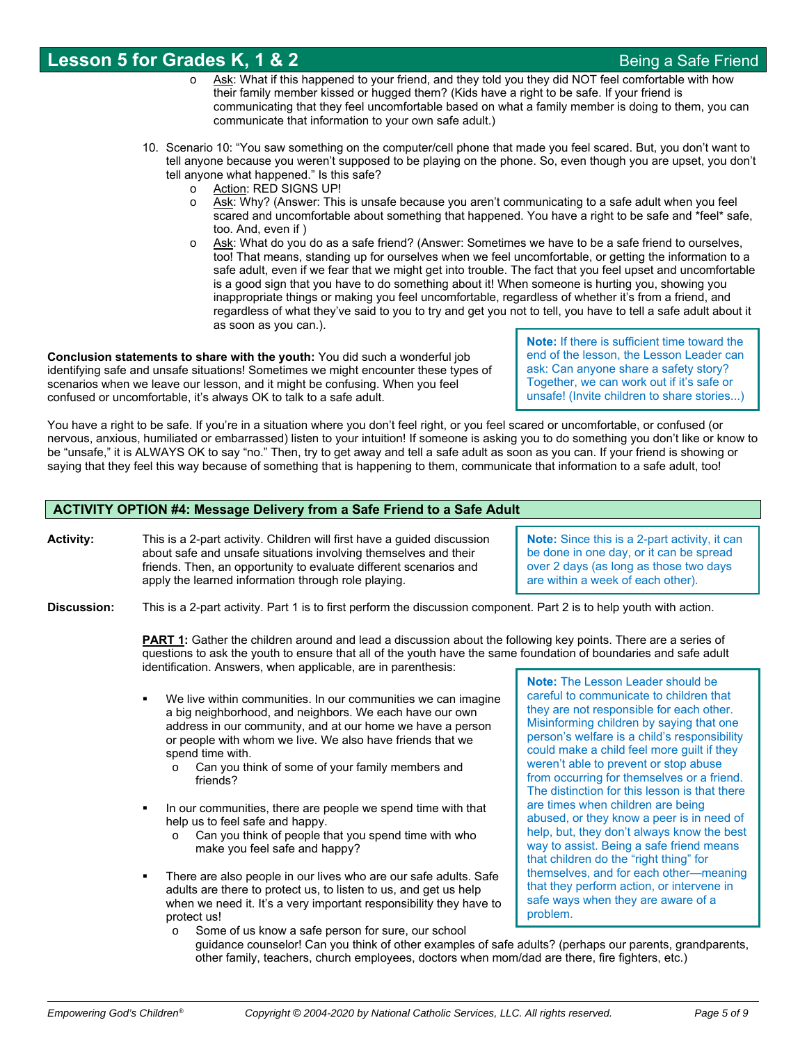- Ask: What if this happened to your friend, and they told you they did NOT feel comfortable with how their family member kissed or hugged them? (Kids have a right to be safe. If your friend is communicating that they feel uncomfortable based on what a family member is doing to them, you can communicate that information to your own safe adult.)

10. Scenario 10: "You saw something on the computer/cell phone that made you feel scared. But, you don't want to tell anyone because you weren't supposed to be playing on the phone. So, even though you are upset, you don't tell anyone what happened." Is this safe?
    - Action: RED SIGNS UP!
    - Ask: Why? (Answer: This is unsafe because you aren't communicating to a safe adult when you feel scared and uncomfortable about something that happened. You have a right to be safe and *feel* safe, too. And, even if )
    - Ask: What do you do as a safe friend? (Answer: Sometimes we have to be a safe friend to ourselves, too! That means, standing up for ourselves when we feel uncomfortable, or getting the information to a safe adult, even if we fear that we might get into trouble. The fact that you feel upset and uncomfortable is a good sign that you have to do something about it! When someone is hurting you, showing you inappropriate things or making you feel uncomfortable, regardless of whether it's from a friend, and regardless of what they've said to you to try and get you not to tell, you have to tell a safe adult about it as soon as you can.).

**Conclusion statements to share with the youth:** You did such a wonderful job identifying safe and unsafe situations! Sometimes we might encounter these types of scenarios when we leave our lesson, and it might be confusing. When you feel confused or uncomfortable, it's always OK to talk to a safe adult.

> **Note:** If there is sufficient time toward the end of the lesson, the Lesson Leader can ask: Can anyone share a safety story? Together, we can work out if it's safe or unsafe! (Invite children to share stories...)

You have a right to be safe. If you're in a situation where you don't feel right, or you feel scared or uncomfortable, or confused (or nervous, anxious, humiliated or embarrassed) listen to your intuition! If someone is asking you to do something you don't like or know to be "unsafe," it is ALWAYS OK to say "no." Then, try to get away and tell a safe adult as soon as you can. If your friend is showing or saying that they feel this way because of something that is happening to them, communicate that information to a safe adult, too!

## ACTIVITY OPTION #4: Message Delivery from a Safe Friend to a Safe Adult

**Activity:** This is a 2-part activity. Children will first have a guided discussion about safe and unsafe situations involving themselves and their friends. Then, an opportunity to evaluate different scenarios and apply the learned information through role playing.

> **Note:** Since this is a 2-part activity, it can be done in one day, or it can be spread over 2 days (as long as those two days are within a week of each other).

**Discussion:** This is a 2-part activity. Part 1 is to first perform the discussion component. Part 2 is to help youth with action.

**PART 1:** Gather the children around and lead a discussion about the following key points. There are a series of questions to ask the youth to ensure that all of the youth have the same foundation of boundaries and safe adult identification. Answers, when applicable, are in parenthesis:

- We live within communities. In our communities we can imagine a big neighborhood, and neighbors. We each have our own address in our community, and at our home we have a person or people with whom we live. We also have friends that we spend time with.
  - Can you think of some of your family members and friends?
- In our communities, there are people we spend time with that help us to feel safe and happy.
  - Can you think of people that you spend time with who make you feel safe and happy?
- There are also people in our lives who are our safe adults. Safe adults are there to protect us, to listen to us, and get us help when we need it. It's a very important responsibility they have to protect us!
  - Some of us know a safe person for sure, our school guidance counselor! Can you think of other examples of safe adults? (perhaps our parents, grandparents, other family, teachers, church employees, doctors when mom/dad are there, fire fighters, etc.)

> **Note:** The Lesson Leader should be careful to communicate to children that they are not responsible for each other. Misinforming children by saying that one person's welfare is a child's responsibility could make a child feel more guilt if they weren't able to prevent or stop abuse from occurring for themselves or a friend. The distinction for this lesson is that there are times when children are being abused, or they know a peer is in need of help, but, they don't always know the best way to assist. Being a safe friend means that children do the "right thing" for themselves, and for each other—meaning that they perform action, or intervene in safe ways when they are aware of a problem.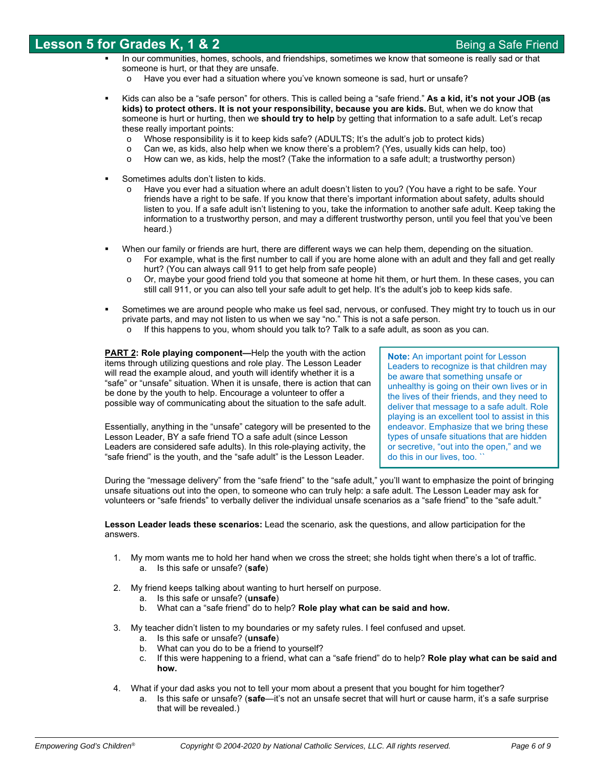- In our communities, homes, schools, and friendships, sometimes we know that someone is really sad or that someone is hurt, or that they are unsafe.
  - Have you ever had a situation where you've known someone is sad, hurt or unsafe?

- Kids can also be a "safe person" for others. This is called being a "safe friend." **As a kid, it's not your JOB (as kids) to protect others. It is not your responsibility, because you are kids.** But, when we do know that someone is hurt or hurting, then we **should try to help** by getting that information to a safe adult. Let's recap these really important points:
  - Whose responsibility is it to keep kids safe? (ADULTS; It's the adult's job to protect kids)
  - Can we, as kids, also help when we know there's a problem? (Yes, usually kids can help, too)
  - How can we, as kids, help the most? (Take the information to a safe adult; a trustworthy person)

- Sometimes adults don't listen to kids.
  - Have you ever had a situation where an adult doesn't listen to you? (You have a right to be safe. Your friends have a right to be safe. If you know that there's important information about safety, adults should listen to you. If a safe adult isn't listening to you, take the information to another safe adult. Keep taking the information to a trustworthy person, and may a different trustworthy person, until you feel that you've been heard.)

- When our family or friends are hurt, there are different ways we can help them, depending on the situation.
  - For example, what is the first number to call if you are home alone with an adult and they fall and get really hurt? (You can always call 911 to get help from safe people)
  - Or, maybe your good friend told you that someone at home hit them, or hurt them. In these cases, you can still call 911, or you can also tell your safe adult to get help. It's the adult's job to keep kids safe.

- Sometimes we are around people who make us feel sad, nervous, or confused. They might try to touch us in our private parts, and may not listen to us when we say "no." This is not a safe person.
  - If this happens to you, whom should you talk to? Talk to a safe adult, as soon as you can.

**<u>PART 2</u>: Role playing component—**Help the youth with the action items through utilizing questions and role play. The Lesson Leader will read the example aloud, and youth will identify whether it is a "safe" or "unsafe" situation. When it is unsafe, there is action that can be done by the youth to help. Encourage a volunteer to offer a possible way of communicating about the situation to the safe adult.

Essentially, anything in the "unsafe" category will be presented to the Lesson Leader, BY a safe friend TO a safe adult (since Lesson Leaders are considered safe adults). In this role-playing activity, the "safe friend" is the youth, and the "safe adult" is the Lesson Leader.

> **Note:** An important point for Lesson Leaders to recognize is that children may be aware that something unsafe or unhealthy is going on their own lives or in the lives of their friends, and they need to deliver that message to a safe adult. Role playing is an excellent tool to assist in this endeavor. Emphasize that we bring these types of unsafe situations that are hidden or secretive, "out into the open," and we do this in our lives, too. ``

During the "message delivery" from the "safe friend" to the "safe adult," you'll want to emphasize the point of bringing unsafe situations out into the open, to someone who can truly help: a safe adult. The Lesson Leader may ask for volunteers or "safe friends" to verbally deliver the individual unsafe scenarios as a "safe friend" to the "safe adult."

**Lesson Leader leads these scenarios:** Lead the scenario, ask the questions, and allow participation for the answers.

1. My mom wants me to hold her hand when we cross the street; she holds tight when there's a lot of traffic.
   a. Is this safe or unsafe? (**safe**)

2. My friend keeps talking about wanting to hurt herself on purpose.
   a. Is this safe or unsafe? (**unsafe**)
   b. What can a "safe friend" do to help? **Role play what can be said and how.**

3. My teacher didn't listen to my boundaries or my safety rules. I feel confused and upset.
   a. Is this safe or unsafe? (**unsafe**)
   b. What can you do to be a friend to yourself?
   c. If this were happening to a friend, what can a "safe friend" do to help? **Role play what can be said and how.**

4. What if your dad asks you not to tell your mom about a present that you bought for him together?
   a. Is this safe or unsafe? (**safe**—it's not an unsafe secret that will hurt or cause harm, it's a safe surprise that will be revealed.)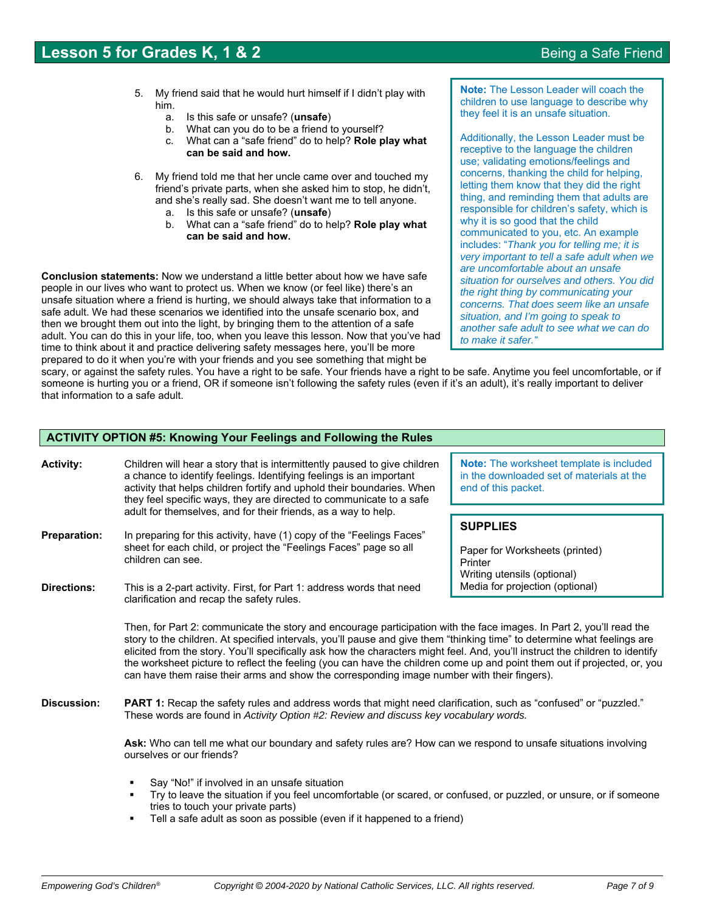5. My friend said that he would hurt himself if I didn't play with him.
   a. Is this safe or unsafe? (**unsafe**)
   b. What can you do to be a friend to yourself?
   c. What can a "safe friend" do to help? **Role play what can be said and how.**

6. My friend told me that her uncle came over and touched my friend's private parts, when she asked him to stop, he didn't, and she's really sad. She doesn't want me to tell anyone.
   a. Is this safe or unsafe? (**unsafe**)
   b. What can a "safe friend" do to help? **Role play what can be said and how.**

> **Note:** The Lesson Leader will coach the children to use language to describe why they feel it is an unsafe situation.
>
> Additionally, the Lesson Leader must be receptive to the language the children use; validating emotions/feelings and concerns, thanking the child for helping, letting them know that they did the right thing, and reminding them that adults are responsible for children's safety, which is why it is so good that the child communicated to you, etc. An example includes: "*Thank you for telling me; it is very important to tell a safe adult when we are uncomfortable about an unsafe situation for ourselves and others. You did the right thing by communicating your concerns. That does seem like an unsafe situation, and I'm going to speak to another safe adult to see what we can do to make it safer.*"

**Conclusion statements:** Now we understand a little better about how we have safe people in our lives who want to protect us. When we know (or feel like) there's an unsafe situation where a friend is hurting, we should always take that information to a safe adult. We had these scenarios we identified into the unsafe scenario box, and then we brought them out into the light, by bringing them to the attention of a safe adult. You can do this in your life, too, when you leave this lesson. Now that you've had time to think about it and practice delivering safety messages here, you'll be more prepared to do it when you're with your friends and you see something that might be scary, or against the safety rules. You have a right to be safe. Your friends have a right to be safe. Anytime you feel uncomfortable, or if someone is hurting you or a friend, OR if someone isn't following the safety rules (even if it's an adult), it's really important to deliver that information to a safe adult.

## ACTIVITY OPTION #5: Knowing Your Feelings and Following the Rules

**Activity:** Children will hear a story that is intermittently paused to give children a chance to identify feelings. Identifying feelings is an important activity that helps children fortify and uphold their boundaries. When they feel specific ways, they are directed to communicate to a safe adult for themselves, and for their friends, as a way to help.

> **Note:** The worksheet template is included in the downloaded set of materials at the end of this packet.

> **SUPPLIES**
>
> Paper for Worksheets (printed)
> Printer
> Writing utensils (optional)
> Media for projection (optional)

**Preparation:** In preparing for this activity, have (1) copy of the "Feelings Faces" sheet for each child, or project the "Feelings Faces" page so all children can see.

**Directions:** This is a 2-part activity. First, for Part 1: address words that need clarification and recap the safety rules.

Then, for Part 2: communicate the story and encourage participation with the face images. In Part 2, you'll read the story to the children. At specified intervals, you'll pause and give them "thinking time" to determine what feelings are elicited from the story. You'll specifically ask how the characters might feel. And, you'll instruct the children to identify the worksheet picture to reflect the feeling (you can have the children come up and point them out if projected, or, you can have them raise their arms and show the corresponding image number with their fingers).

**Discussion:** **PART 1:** Recap the safety rules and address words that might need clarification, such as "confused" or "puzzled." These words are found in *Activity Option #2: Review and discuss key vocabulary words.*

**Ask:** Who can tell me what our boundary and safety rules are? How can we respond to unsafe situations involving ourselves or our friends?

- Say "No!" if involved in an unsafe situation
- Try to leave the situation if you feel uncomfortable (or scared, or confused, or puzzled, or unsure, or if someone tries to touch your private parts)
- Tell a safe adult as soon as possible (even if it happened to a friend)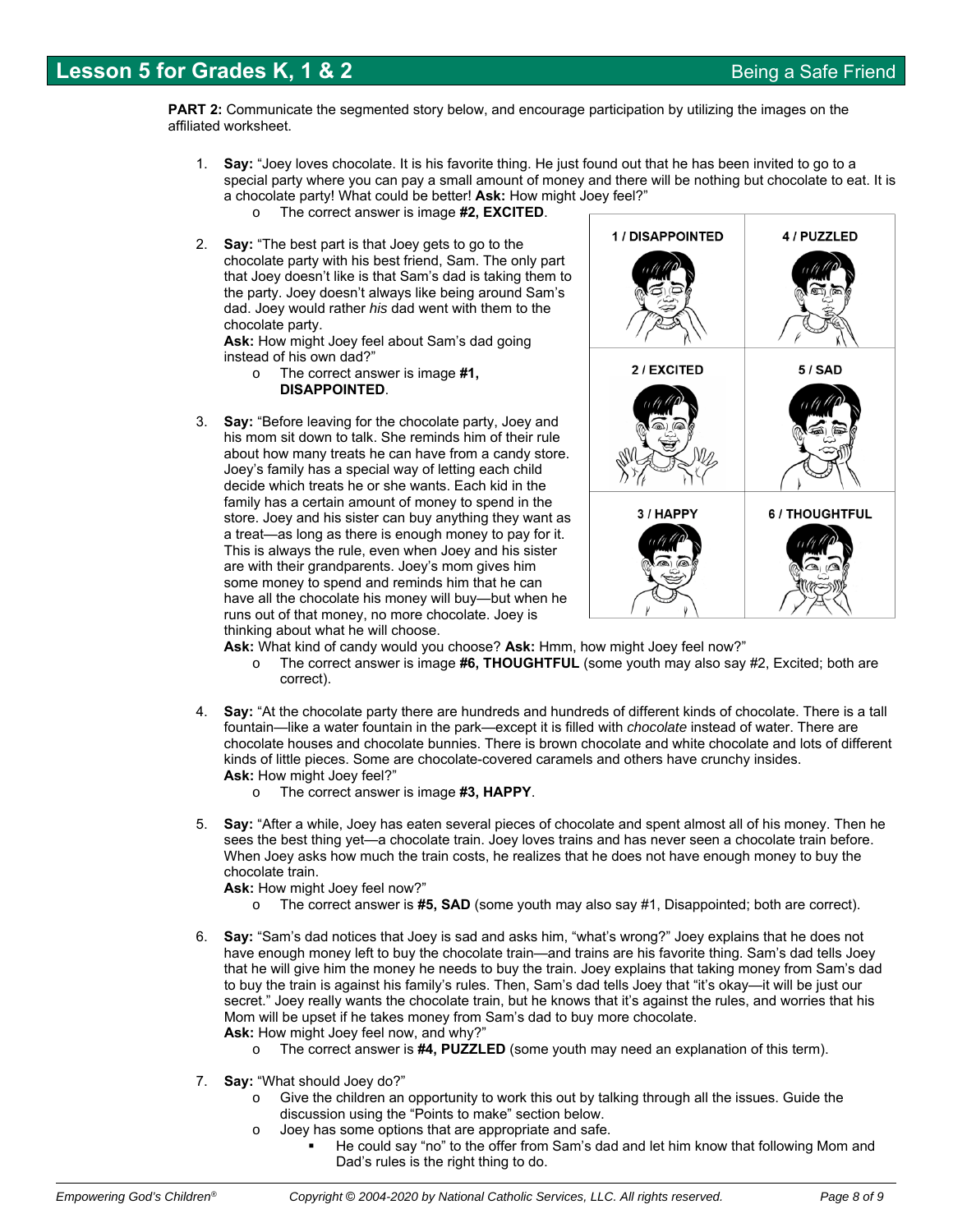## Lesson 5 for Grades K, 1 & 2 — Being a Safe Friend

**PART 2:** Communicate the segmented story below, and encourage participation by utilizing the images on the affiliated worksheet.

| 1 / DISAPPOINTED | 4 / PUZZLED |
|---|---|
| 2 / EXCITED | 5 / SAD |
| 3 / HAPPY | 6 / THOUGHTFUL |

1. **Say:** "Joey loves chocolate. It is his favorite thing. He just found out that he has been invited to go to a special party where you can pay a small amount of money and there will be nothing but chocolate to eat. It is a chocolate party! What could be better! **Ask:** How might Joey feel?"
   - The correct answer is image **#2, EXCITED**.

2. **Say:** "The best part is that Joey gets to go to the chocolate party with his best friend, Sam. The only part that Joey doesn't like is that Sam's dad is taking them to the party. Joey doesn't always like being around Sam's dad. Joey would rather *his* dad went with them to the chocolate party.
   **Ask:** How might Joey feel about Sam's dad going instead of his own dad?"
   - The correct answer is image **#1, DISAPPOINTED**.

3. **Say:** "Before leaving for the chocolate party, Joey and his mom sit down to talk. She reminds him of their rule about how many treats he can have from a candy store. Joey's family has a special way of letting each child decide which treats he or she wants. Each kid in the family has a certain amount of money to spend in the store. Joey and his sister can buy anything they want as a treat—as long as there is enough money to pay for it. This is always the rule, even when Joey and his sister are with their grandparents. Joey's mom gives him some money to spend and reminds him that he can have all the chocolate his money will buy—but when he runs out of that money, no more chocolate. Joey is thinking about what he will choose.
   **Ask:** What kind of candy would you choose? **Ask:** Hmm, how might Joey feel now?"
   - The correct answer is image **#6, THOUGHTFUL** (some youth may also say #2, Excited; both are correct).

4. **Say:** "At the chocolate party there are hundreds and hundreds of different kinds of chocolate. There is a tall fountain—like a water fountain in the park—except it is filled with *chocolate* instead of water. There are chocolate houses and chocolate bunnies. There is brown chocolate and white chocolate and lots of different kinds of little pieces. Some are chocolate-covered caramels and others have crunchy insides.
   **Ask:** How might Joey feel?"
   - The correct answer is image **#3, HAPPY**.

5. **Say:** "After a while, Joey has eaten several pieces of chocolate and spent almost all of his money. Then he sees the best thing yet—a chocolate train. Joey loves trains and has never seen a chocolate train before. When Joey asks how much the train costs, he realizes that he does not have enough money to buy the chocolate train.
   **Ask:** How might Joey feel now?"
   - The correct answer is **#5, SAD** (some youth may also say #1, Disappointed; both are correct).

6. **Say:** "Sam's dad notices that Joey is sad and asks him, "what's wrong?" Joey explains that he does not have enough money left to buy the chocolate train—and trains are his favorite thing. Sam's dad tells Joey that he will give him the money he needs to buy the train. Joey explains that taking money from Sam's dad to buy the train is against his family's rules. Then, Sam's dad tells Joey that "it's okay—it will be just our secret." Joey really wants the chocolate train, but he knows that it's against the rules, and worries that his Mom will be upset if he takes money from Sam's dad to buy more chocolate.
   **Ask:** How might Joey feel now, and why?"
   - The correct answer is **#4, PUZZLED** (some youth may need an explanation of this term).

7. **Say:** "What should Joey do?"
   - Give the children an opportunity to work this out by talking through all the issues. Guide the discussion using the "Points to make" section below.
   - Joey has some options that are appropriate and safe.
     - He could say "no" to the offer from Sam's dad and let him know that following Mom and Dad's rules is the right thing to do.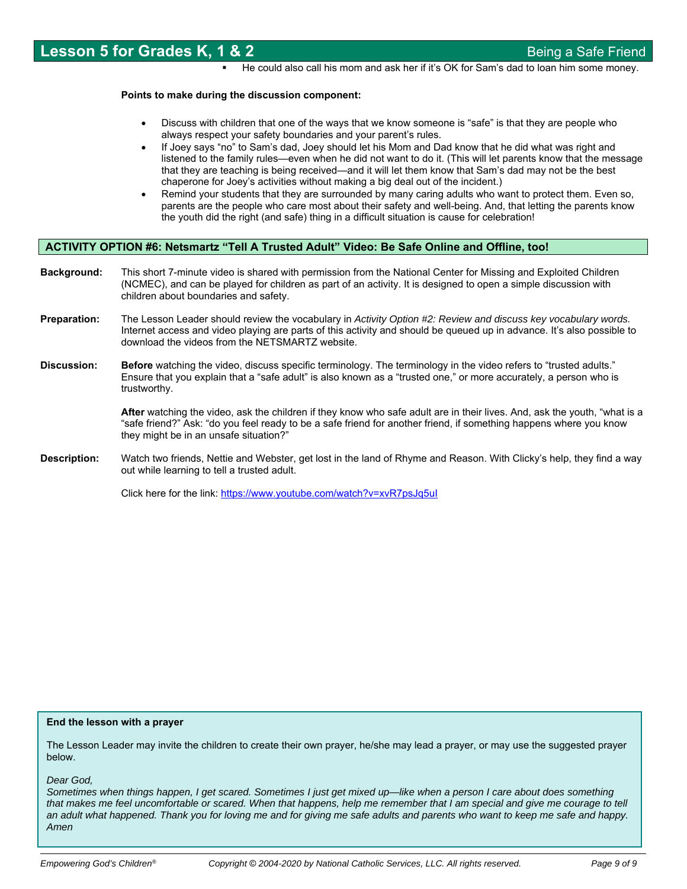- He could also call his mom and ask her if it's OK for Sam's dad to loan him some money.

**Points to make during the discussion component:**

- Discuss with children that one of the ways that we know someone is "safe" is that they are people who always respect your safety boundaries and your parent's rules.
- If Joey says "no" to Sam's dad, Joey should let his Mom and Dad know that he did what was right and listened to the family rules—even when he did not want to do it. (This will let parents know that the message that they are teaching is being received—and it will let them know that Sam's dad may not be the best chaperone for Joey's activities without making a big deal out of the incident.)
- Remind your students that they are surrounded by many caring adults who want to protect them. Even so, parents are the people who care most about their safety and well-being. And, that letting the parents know the youth did the right (and safe) thing in a difficult situation is cause for celebration!

## ACTIVITY OPTION #6: Netsmartz "Tell A Trusted Adult" Video: Be Safe Online and Offline, too!

**Background:** This short 7-minute video is shared with permission from the National Center for Missing and Exploited Children (NCMEC), and can be played for children as part of an activity. It is designed to open a simple discussion with children about boundaries and safety.

**Preparation:** The Lesson Leader should review the vocabulary in *Activity Option #2: Review and discuss key vocabulary words.* Internet access and video playing are parts of this activity and should be queued up in advance. It's also possible to download the videos from the NETSMARTZ website.

**Discussion:** **Before** watching the video, discuss specific terminology. The terminology in the video refers to "trusted adults." Ensure that you explain that a "safe adult" is also known as a "trusted one," or more accurately, a person who is trustworthy.

**After** watching the video, ask the children if they know who safe adult are in their lives. And, ask the youth, "what is a "safe friend?" Ask: "do you feel ready to be a safe friend for another friend, if something happens where you know they might be in an unsafe situation?"

**Description:** Watch two friends, Nettie and Webster, get lost in the land of Rhyme and Reason. With Clicky's help, they find a way out while learning to tell a trusted adult.

Click here for the link: https://www.youtube.com/watch?v=xvR7psJq5uI

**End the lesson with a prayer**

The Lesson Leader may invite the children to create their own prayer, he/she may lead a prayer, or may use the suggested prayer below.

*Dear God,*
*Sometimes when things happen, I get scared. Sometimes I just get mixed up—like when a person I care about does something that makes me feel uncomfortable or scared. When that happens, help me remember that I am special and give me courage to tell an adult what happened. Thank you for loving me and for giving me safe adults and parents who want to keep me safe and happy. Amen*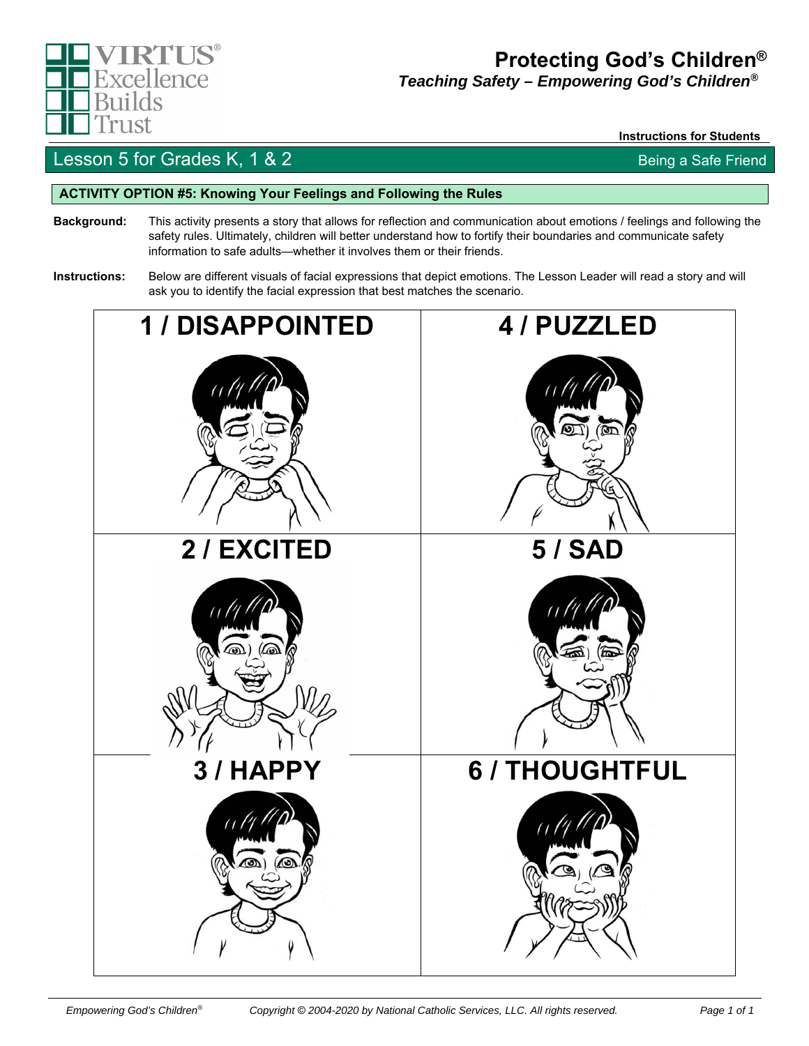# Protecting God's Children®

***Teaching Safety – Empowering God's Children®***

**Instructions for Students**

## Lesson 5 for Grades K, 1 & 2

Being a Safe Friend

### ACTIVITY OPTION #5: Knowing Your Feelings and Following the Rules

**Background:** This activity presents a story that allows for reflection and communication about emotions / feelings and following the safety rules. Ultimately, children will better understand how to fortify their boundaries and communicate safety information to safe adults—whether it involves them or their friends.

**Instructions:** Below are different visuals of facial expressions that depict emotions. The Lesson Leader will read a story and will ask you to identify the facial expression that best matches the scenario.

| | |
|---|---|
| **1 / DISAPPOINTED** | **4 / PUZZLED** |
| **2 / EXCITED** | **5 / SAD** |
| **3 / HAPPY** | **6 / THOUGHTFUL** |

*Empowering God's Children®* *Copyright © 2004-2020 by National Catholic Services, LLC. All rights reserved.*